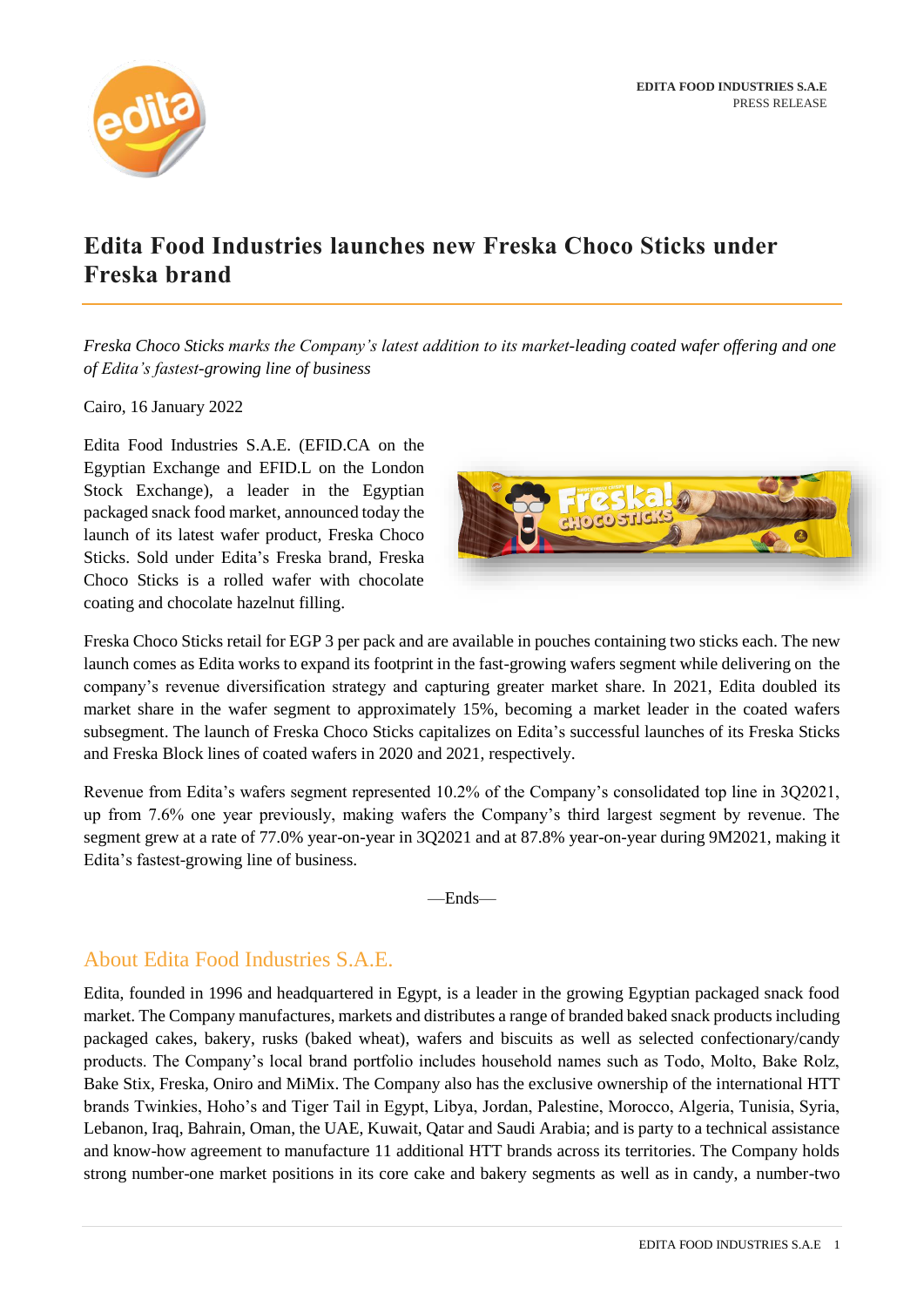EDITA FOOD INDUSTRIES S.A.E
PRESS RELEASE

# Edita Food Industries launches new Freska Choco Sticks under Freska brand

*Freska Choco Sticks marks the Company's latest addition to its market-leading coated wafer offering and one of Edita's fastest-growing line of business*

Cairo, 16 January 2022

Edita Food Industries S.A.E. (EFID.CA on the Egyptian Exchange and EFID.L on the London Stock Exchange), a leader in the Egyptian packaged snack food market, announced today the launch of its latest wafer product, Freska Choco Sticks. Sold under Edita's Freska brand, Freska Choco Sticks is a rolled wafer with chocolate coating and chocolate hazelnut filling.

Freska Choco Sticks retail for EGP 3 per pack and are available in pouches containing two sticks each. The new launch comes as Edita works to expand its footprint in the fast-growing wafers segment while delivering on the company's revenue diversification strategy and capturing greater market share. In 2021, Edita doubled its market share in the wafer segment to approximately 15%, becoming a market leader in the coated wafers subsegment. The launch of Freska Choco Sticks capitalizes on Edita's successful launches of its Freska Sticks and Freska Block lines of coated wafers in 2020 and 2021, respectively.

Revenue from Edita's wafers segment represented 10.2% of the Company's consolidated top line in 3Q2021, up from 7.6% one year previously, making wafers the Company's third largest segment by revenue. The segment grew at a rate of 77.0% year-on-year in 3Q2021 and at 87.8% year-on-year during 9M2021, making it Edita's fastest-growing line of business.

—Ends—

## About Edita Food Industries S.A.E.

Edita, founded in 1996 and headquartered in Egypt, is a leader in the growing Egyptian packaged snack food market. The Company manufactures, markets and distributes a range of branded baked snack products including packaged cakes, bakery, rusks (baked wheat), wafers and biscuits as well as selected confectionary/candy products. The Company's local brand portfolio includes household names such as Todo, Molto, Bake Rolz, Bake Stix, Freska, Oniro and MiMix. The Company also has the exclusive ownership of the international HTT brands Twinkies, Hoho's and Tiger Tail in Egypt, Libya, Jordan, Palestine, Morocco, Algeria, Tunisia, Syria, Lebanon, Iraq, Bahrain, Oman, the UAE, Kuwait, Qatar and Saudi Arabia; and is party to a technical assistance and know-how agreement to manufacture 11 additional HTT brands across its territories. The Company holds strong number-one market positions in its core cake and bakery segments as well as in candy, a number-two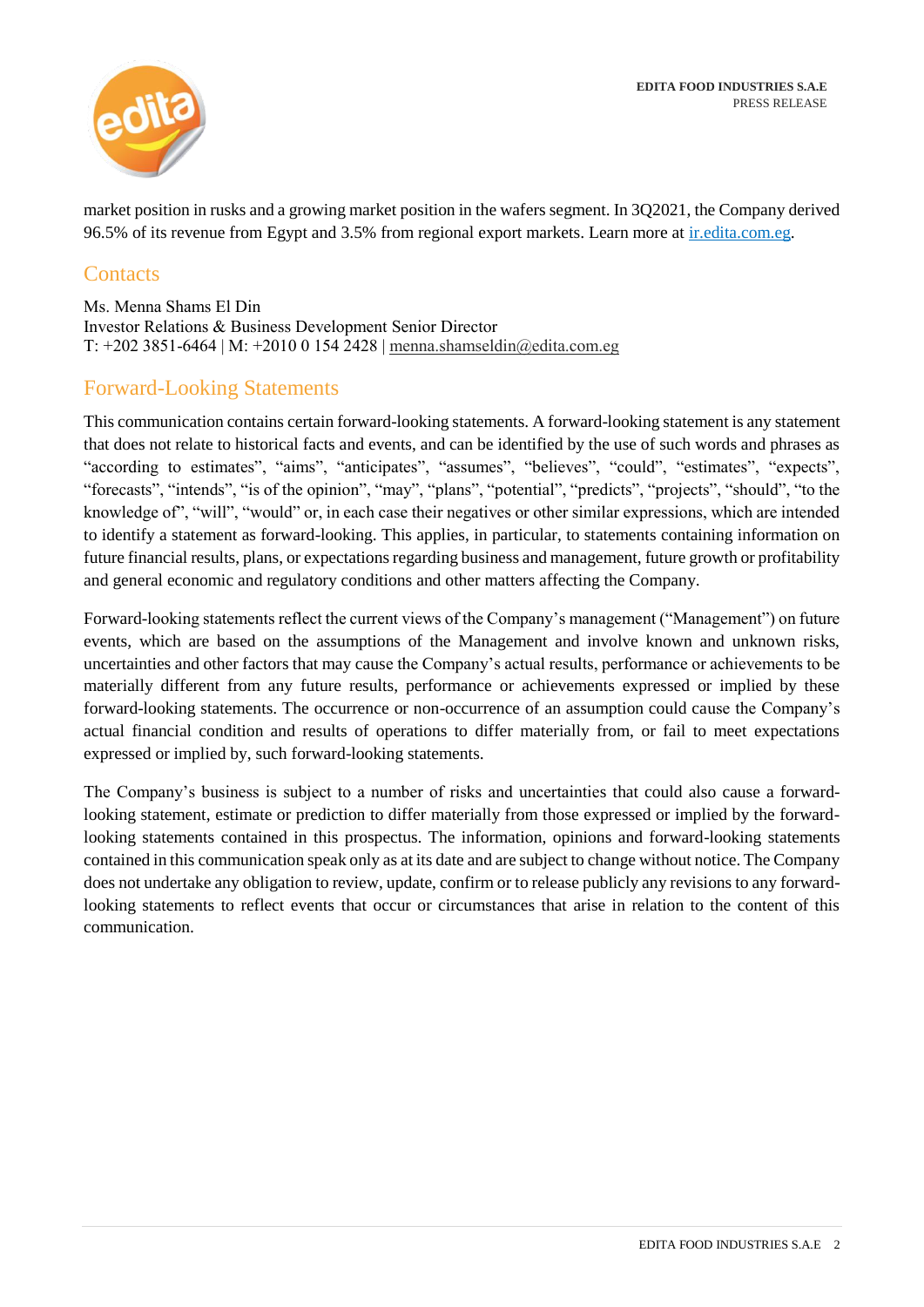market position in rusks and a growing market position in the wafers segment. In 3Q2021, the Company derived 96.5% of its revenue from Egypt and 3.5% from regional export markets. Learn more at ir.edita.com.eg.

## Contacts

Ms. Menna Shams El Din
Investor Relations & Business Development Senior Director
T: +202 3851-6464 | M: +2010 0 154 2428 | menna.shamseldin@edita.com.eg

## Forward-Looking Statements

This communication contains certain forward-looking statements. A forward-looking statement is any statement that does not relate to historical facts and events, and can be identified by the use of such words and phrases as "according to estimates", "aims", "anticipates", "assumes", "believes", "could", "estimates", "expects", "forecasts", "intends", "is of the opinion", "may", "plans", "potential", "predicts", "projects", "should", "to the knowledge of", "will", "would" or, in each case their negatives or other similar expressions, which are intended to identify a statement as forward-looking. This applies, in particular, to statements containing information on future financial results, plans, or expectations regarding business and management, future growth or profitability and general economic and regulatory conditions and other matters affecting the Company.

Forward-looking statements reflect the current views of the Company's management ("Management") on future events, which are based on the assumptions of the Management and involve known and unknown risks, uncertainties and other factors that may cause the Company's actual results, performance or achievements to be materially different from any future results, performance or achievements expressed or implied by these forward-looking statements. The occurrence or non-occurrence of an assumption could cause the Company's actual financial condition and results of operations to differ materially from, or fail to meet expectations expressed or implied by, such forward-looking statements.

The Company's business is subject to a number of risks and uncertainties that could also cause a forward-looking statement, estimate or prediction to differ materially from those expressed or implied by the forward-looking statements contained in this prospectus. The information, opinions and forward-looking statements contained in this communication speak only as at its date and are subject to change without notice. The Company does not undertake any obligation to review, update, confirm or to release publicly any revisions to any forward-looking statements to reflect events that occur or circumstances that arise in relation to the content of this communication.